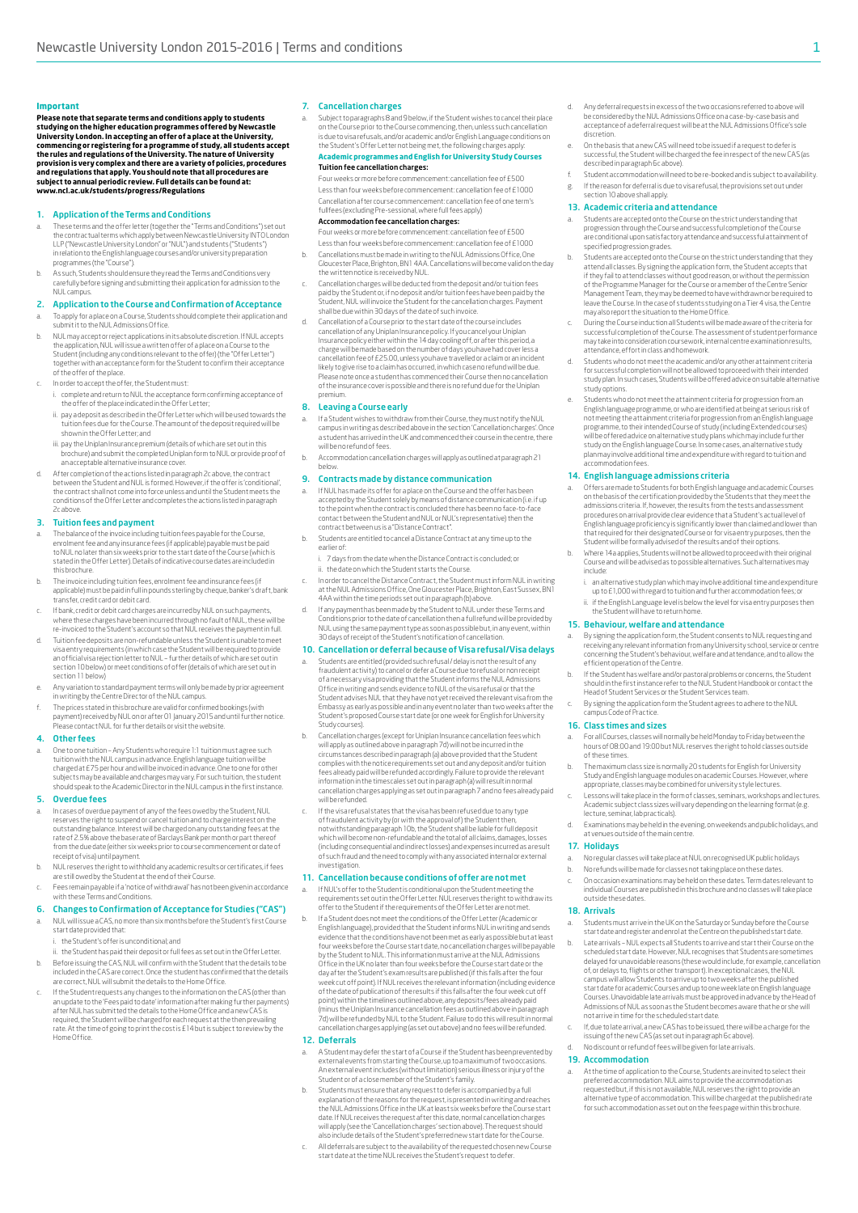## Important

**Please note that separate terms and conditions apply to students studying on the higher education programmes offered by Newcastle University London. In accepting an offer of a place at the University, commencing or registering for a programme of study, all students accept the rules and regulations of the University. The nature of University provision is very complex and there are a variety of policies, procedures and regulations that apply. You should note that all procedures are subject to annual periodic review. Full details can be found at: www.ncl.ac.uk/students/progress/Regulations**

## 1. Application of the Terms and Conditions

a. These terms and the offer letter (together the "Terms and Conditions") set out the contractual terms which apply between Newcastle University INTO London LLP ("Newcastle University London" or "NUL") and students ("Students") in relation to the English language courses and/or university preparation programmes (the "Course").

b. As such, Students should ensure they read the Terms and Conditions very carefully before signing and submitting their application for admission to the NUL campus.

## 2. Application to the Course and Confirmation of Acceptance

a. To apply for a place on a Course, Students should complete their application and submit it to the NUL Admissions Office.

b. NUL may accept or reject applications in its absolute discretion. If NUL accepts the application, NUL will issue a written offer of a place on a Course to the Student (including any conditions relevant to the offer) (the "Offer Letter") together with an acceptance form for the Student to confirm their acceptance of the offer of the place.

c. In order to accept the offer, the Student must:
   i. complete and return to NUL the acceptance form confirming acceptance of the offer of the place indicated in the Offer Letter;
   ii. pay a deposit as described in the Offer Letter which will be used towards the tuition fees due for the Course. The amount of the deposit required will be shown in the Offer Letter; and
   iii. pay the Uniplan Insurance premium (details of which are set out in this brochure) and submit the completed Uniplan form to NUL or provide proof of an acceptable alternative insurance cover.

d. After completion of the actions listed in paragraph 2c above, the contract between the Student and NUL is formed. However, if the offer is 'conditional', the contract shall not come into force unless and until the Student meets the conditions of the Offer Letter and completes the actions listed in paragraph 2c above.

## 3. Tuition fees and payment

a. The balance of the invoice including tuition fees payable for the Course, enrolment fee and any insurance fees (if applicable) payable must be paid to NUL no later than six weeks prior to the start date of the Course (which is stated in the Offer Letter). Details of indicative course dates are included in this brochure.

b. The invoice including tuition fees, enrolment fee and insurance fees (if applicable) must be paid in full in pounds sterling by cheque, banker's draft, bank transfer, credit card or debit card.

c. If bank, credit or debit card charges are incurred by NUL on such payments, where these charges have been incurred through no fault of NUL, these will be re-invoiced to the Student's account so that NUL receives the payment in full.

d. Tuition fee deposits are non-refundable unless the Student is unable to meet visa entry requirements (in which case the Student will be required to provide an official visa rejection letter to NUL – further details of which are set out in section 10 below) or meet conditions of offer (details of which are set out in section 11 below).

e. Any variation to standard payment terms will only be made by prior agreement in writing by the Centre Director of the NUL campus.

f. The prices stated in this brochure are valid for confirmed bookings (with payment) received by NUL on or after 01 January 2015 and until further notice. Please contact NUL for further details or visit the website.

## 4. Other fees

a. One to one tuition – Any Students who require 1:1 tuition must agree such tuition with the NUL campus in advance. English language tuition will be charged at £75 per hour and will be invoiced in advance. One to one for other subjects may be available and charges may vary. For such tuition, the student should speak to the Academic Director in the NUL campus in the first instance.

## 5. Overdue fees

a. In cases of overdue payment of any of the fees owed by the Student, NUL reserves the right to suspend or cancel tuition and to charge interest on the outstanding balance. Interest will be charged on any outstanding fees at the rate of 2.5% above the base rate of Barclays Bank per month or part thereof from the due date (either six weeks prior to course commencement or date of receipt of visa) until payment.

b. NUL reserves the right to withhold any academic results or certificates, if fees are still owed by the Student at the end of their Course.

c. Fees remain payable if a 'notice of withdrawal' has not been given in accordance with these Terms and Conditions.

## 6. Changes to Confirmation of Acceptance for Studies ("CAS")

a. NUL will issue a CAS, no more than six months before the Student's first Course start date provided that:
   i. the Student's offer is unconditional; and
   ii. the Student has paid their deposit or full fees as set out in the Offer Letter.

b. Before issuing the CAS, NUL will confirm with the Student that the details to be included in the CAS are correct. Once the student has confirmed that the details are correct, NUL will submit the details to the Home Office.

c. If the Student requests any changes to the information on the CAS (other than an update to the 'Fees paid to date' information after making further payments) after NUL has submitted the details to the Home Office and a new CAS is required, the Student will be charged for each request at the then prevailing rate. At the time of going to print the cost is £14 but is subject to review by the Home Office.

## 7. Cancellation charges

a. Subject to paragraphs 8 and 9 below, if the Student wishes to cancel their place on the Course prior to the Course commencing, then, unless such cancellation is due to visa refusals, and/or academic and/or English Language conditions on the Student's Offer Letter not being met, the following charges apply:

**Academic programmes and English for University Study Courses**

**Tuition fee cancellation charges:**

Four weeks or more before commencement: cancellation fee of £500

Less than four weeks before commencement: cancellation fee of £1000

Cancellation after course commencement: cancellation fee of one term's full fees (excluding Pre-sessional, where full fees apply)

**Accommodation fee cancellation charges:**

Four weeks or more before commencement: cancellation fee of £500

Less than four weeks before commencement: cancellation fee of £1000

b. Cancellations must be made in writing to the NUL Admissions Office, One Gloucester Place, Brighton, BN1 4AA. Cancellations will become valid on the day the written notice is received by NUL.

c. Cancellation charges will be deducted from the deposit and/or tuition fees paid by the Student or, if no deposit and/or tuition fees have been paid by the Student, NUL will invoice the Student for the cancellation charges. Payment shall be due within 30 days of the date of such invoice.

d. Cancellation of a Course prior to the start date of the course includes cancellation of any Uniplan Insurance policy. If you cancel your Uniplan Insurance policy either within the 14 day cooling off, or after this period, a charge will be made based on the number of days you have had cover less a cancellation fee of £25.00, unless you have travelled or a claim or an incident likely to give rise to a claim has occurred, in which case no refund will be due. Please note once a student has commenced their Course then no cancellation of the insurance cover is possible and there is no refund due for the Uniplan premium.

## 8. Leaving a Course early

a. If a Student wishes to withdraw from their Course, they must notify the NUL campus in writing as described above in the section 'Cancellation charges'. Once a student has arrived in the UK and commenced their course in the centre, there will be no refund of fees.

b. Accommodation cancellation charges will apply as outlined at paragraph 21 below.

## 9. Contracts made by distance communication

a. If NUL has made its offer for a place on the Course and the offer has been accepted by the Student solely by means of distance communication (i.e. up to the point when the contract is concluded there has been no face-to-face contact between the Student and NUL or NUL's representative) then the contract between us is a "Distance Contract".

b. Students are entitled to cancel a Distance Contract at any time up to the earlier of:
   i. 7 days from the date when the Distance Contract is concluded; or
   ii. the date on which the Student starts the Course.

c. In order to cancel the Distance Contract, the Student must inform NUL in writing at the NUL Admissions Office, One Gloucester Place, Brighton, East Sussex, BN1 4AA within the time periods set out in paragraph (b) above.

d. If any payment has been made by the Student to NUL under these Terms and Conditions prior to the date of cancellation then a full refund will be provided by NUL using the same payment type as soon as possible but, in any event, within 30 days of receipt of the Student's notification of cancellation.

## 10. Cancellation or deferral because of Visa refusal/Visa delays

a. Students are entitled (provided such refusal / delay is not the result of any fraudulent activity) to cancel or defer a Course due to refusal or non receipt of a necessary visa providing that the Student informs the NUL Admissions Office in writing and sends evidence to NUL of the visa refusal or that the Student advises NUL that they have not yet received the relevant visa from the Embassy as early as possible and in any event no later than two weeks after the Student's proposed Course start date (or one week for English for University Study courses).

b. Cancellation charges (except for Uniplan Insurance cancellation fees which will apply as outlined above in paragraph 7d) will not be incurred in the circumstances described in paragraph (a) above provided that the Student complies with the notice requirements set out and any deposit and/or tuition fees already paid will be refunded accordingly. Failure to provide the relevant information in the timescales set out in paragraph (a) will result in normal cancellation charges applying as set out in paragraph 7 and no fees already paid will be refunded.

c. If the visa refusal states that the visa has been refused due to any type of fraudulent activity by (or with the approval of) the Student then, notwithstanding paragraph 10b, the Student shall be liable for full deposit which will become non-refundable and the total of all claims, damages, losses (including consequential and indirect losses) and expenses incurred as a result of such fraud and the need to comply with any associated internal or external investigation.

## 11. Cancellation because conditions of offer are not met

a. If NUL's offer to the Student is conditional upon the Student meeting the requirements set out in the Offer Letter. NUL reserves the right to withdraw its offer to the Student if the requirements of the Offer Letter are not met.

b. If a Student does not meet the conditions of the Offer Letter (Academic or English language), provided that the Student informs NUL in writing and sends evidence that the conditions have not been met as early as possible but at least four weeks before the Course start date, no cancellation charges will be payable by the Student to NUL. This information must arrive at the NUL Admissions Office in the UK no later than four weeks before the Course start date or the day after the Student's exam results are published (if this falls after the four week cut off point). If NUL receives the relevant information (including evidence of the date of publication of the results if this falls after the four week cut off point) within the timelines outlined above, any deposits/fees already paid (minus the Uniplan Insurance cancellation fees as outlined above in paragraph 7d) will be refunded by NUL to the Student. Failure to do this will result in normal cancellation charges applying (as set out above) and no fees will be refunded.

## 12. Deferrals

a. A Student may defer the start of a Course if the Student has been prevented by external events from starting the Course, up to a maximum of two occasions. An external event includes (without limitation) serious illness or injury of the Student or of a close member of the Student's family.

b. Students must ensure that any request to defer is accompanied by a full explanation of the reasons for the request, is presented in writing and reaches the NUL Admissions Office in the UK at least six weeks before the Course start date. If NUL receives the request after this date, normal cancellation charges will apply (see the 'Cancellation charges' section above). The request should also include details of the Student's preferred new start date for the Course.

c. All deferrals are subject to the availability of the requested chosen new Course start date at the time NUL receives the Student's request to defer.

d. Any deferral requests in excess of the two occasions referred to above will be considered by the NUL Admissions Office on a case-by-case basis and acceptance of a deferral request will be at the NUL Admissions Office's sole discretion.

e. On the basis that a new CAS will need to be issued if a request to defer is successful, the Student will be charged the fee in respect of the new CAS (as described in paragraph 6c above).

f. Student accommodation will need to be re-booked and is subject to availability.

g. If the reason for deferral is due to visa refusal, the provisions set out under section 10 above shall apply.

## 13. Academic criteria and attendance

a. Students are accepted onto the Course on the strict understanding that progression through the Course and successful completion of the Course are conditional upon satisfactory attendance and successful attainment of specified progression grades.

b. Students are accepted onto the Course on the strict understanding that they attend all classes. By signing the application form, the Student accepts that if they fail to attend classes without good reason, or without the permission of the Programme Manager for the Course or a member of the Centre Senior Management Team, they may be deemed to have withdrawn or be required to leave the Course. In the case of students studying on a Tier 4 visa, the Centre may also report the situation to the Home Office.

c. During the Course induction all Students will be made aware of the criteria for successful completion of the Course. The assessment of student performance may take into consideration coursework, internal centre examination results, attendance, effort in class and homework.

d. Students who do not meet the academic and/or any other attainment criteria for successful completion will not be allowed to proceed with their intended study plan. In such cases, Students will be offered advice on suitable alternative study options.

e. Students who do not meet the attainment criteria for progression from an English language programme, or who are identified at being at serious risk of not meeting the attainment criteria for progression from an English language programme, to their intended Course of study (including Extended courses) will be offered advice on alternative study plans which may include further study on the English language Course. In some cases, an alternative study plan may involve additional time and expenditure with regard to tuition and accommodation fees.

## 14. English language admissions criteria

a. Offers are made to Students for both English language and academic Courses on the basis of the certification provided by the Students that they meet the admissions criteria. If, however, the results from the tests and assessment procedures on arrival provide clear evidence that a Student's actual level of English language proficiency is significantly lower than claimed and lower than that required for their designated Course or for visa entry purposes, then the Student will be formally advised of the results and of their options.

b. Where 14a applies, Students will not be allowed to proceed with their original Course and will be advised as to possible alternatives. Such alternatives may include:
   i. an alternative study plan which may involve additional time and expenditure up to £1,000 with regard to tuition and further accommodation fees; or
   ii. if the English Language level is below the level for visa entry purposes then the Student will have to return home.

## 15. Behaviour, welfare and attendance

a. By signing the application form, the Student consents to NUL requesting and receiving any relevant information from any University school, service or centre concerning the Student's behaviour, welfare and attendance, and to allow the efficient operation of the Centre.

b. If the Student has welfare and/or pastoral problems or concerns, the Student should in the first instance refer to the NUL Student Handbook or contact the Head of Student Services or the Student Services team.

c. By signing the application form the Student agrees to adhere to the NUL campus Code of Practice.

## 16. Class times and sizes

a. For all Courses, classes will normally be held Monday to Friday between the hours of 08:00 and 19:00 but NUL reserves the right to hold classes outside of these times.

b. The maximum class size is normally 20 students for English for University Study and English language modules on academic Courses. However, where appropriate, classes may be combined for university style lectures.

c. Lessons will take place in the form of classes, seminars, workshops and lectures. Academic subject class sizes will vary depending on the learning format (e.g. lecture, seminar, lab practicals).

d. Examinations may be held in the evening, on weekends and public holidays, and at venues outside of the main centre.

## 17. Holidays

a. No regular classes will take place at NUL on recognised UK public holidays

b. No refunds will be made for classes not taking place on these dates.

c. On occasion examinations may be held on these dates. Term dates relevant to individual Courses are published in this brochure and no classes will take place outside these dates.

## 18. Arrivals

a. Students must arrive in the UK on the Saturday or Sunday before the Course start date and register and enrol at the Centre on the published start date.

b. Late arrivals – NUL expects all Students to arrive and start their Course on the scheduled start date. However, NUL recognises that Students are sometimes delayed for unavoidable reasons (these would include, for example, cancellation of, or delays to, flights or other transport). In exceptional cases, the NUL campus will allow Students to arrive up to two weeks after the published start date for academic Courses and up to one week late on English language Courses. Unavoidable late arrivals must be approved in advance by the Head of Admissions of NUL as soon as the Student becomes aware that he or she will not arrive in time for the scheduled start date.

c. If, due to late arrival, a new CAS has to be issued, there will be a charge for the issuing of the new CAS (as set out in paragraph 6c above).

d. No discount or refund of fees will be given for late arrivals.

## 19. Accommodation

a. At the time of application to the Course, Students are invited to select their preferred accommodation. NUL aims to provide the accommodation as requested but, if this is not available, NUL reserves the right to provide an alternative type of accommodation. This will be charged at the published rate for such accommodation as set out on the fees page within this brochure.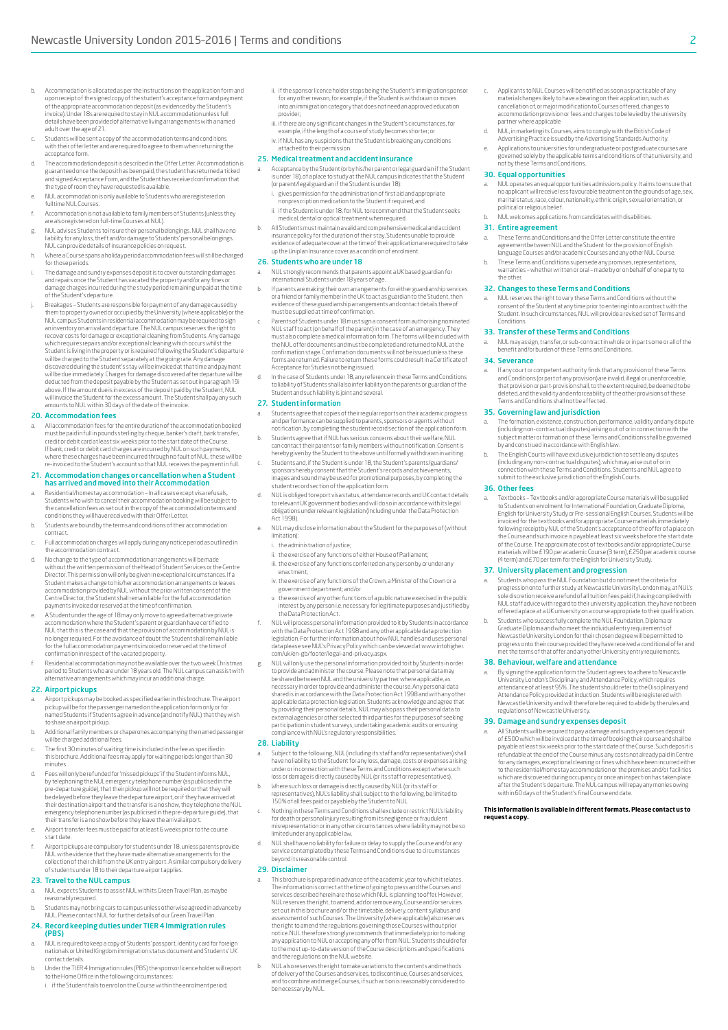b. Accommodation is allocated as per the instructions on the application form and upon receipt of the signed copy of the student's acceptance form and payment of the appropriate accommodation deposit (as evidenced by the Student's invoice). Under 18s are required to stay in NUL accommodation unless full details have been provided of alternative living arrangements with a named adult over the age of 21.

c. Students will be sent a copy of the accommodation terms and conditions with their offer letter and are required to agree to them when returning the acceptance form.

d. The accommodation deposit is described in the Offer Letter. Accommodation is guaranteed once the deposit has been paid, the student has returned a ticked and signed Acceptance Form, and the Student has received confirmation that the type of room they have requested is available.

e. NUL accommodation is only available to Students who are registered on full time NUL Courses.

f. Accommodation is not available to family members of Students (unless they are also registered on full-time Courses at NUL).

g. NUL advises Students to insure their personal belongings. NUL shall have no liability for any loss, theft and/or damage to Students' personal belongings. NUL can provide details of insurance policies on request.

h. Where a Course spans a holiday period accommodation fees will still be charged for those periods.

i. The damage and sundry expenses deposit is to cover outstanding damages and repairs once the Student has vacated the property and/or any fines or damage charges incurred during the study period remaining unpaid at the time of the Student's departure.

j. Breakages – Students are responsible for payment of any damage caused by them to property owned or occupied by the University (where applicable) or the NUL campus Students in residential accommodation may be required to sign an inventory on arrival and departure. The NUL campus reserves the right to recover costs for damage or exceptional cleaning from Students. Any damage which requires repairs and/or exceptional cleaning which occurs whilst the Student is living in the property or is required following the Student's departure will be charged to the Student separately at the going rate. Any damage discovered during the student's stay will be invoiced at that time and payment will be due immediately. Charges for damage discovered after departure will be deducted from the deposit payable by the Student as set out in paragraph 19i above. If the amount due is in excess of the deposit paid by the Student, NUL will invoice the Student for the excess amount. The Student shall pay any such amounts to NUL within 30 days of the date of the invoice.

## 20. Accommodation fees

a. All accommodation fees for the entire duration of the accommodation booked must be paid in full in pounds sterling by cheque, banker's draft, bank transfer, credit or debit card at least six weeks prior to the start date of the Course. If bank, credit or debit card charges are incurred by NUL on such payments, where these charges have been incurred through no fault of NUL, these will be re-invoiced to the Student's account so that NUL receives the payment in full.

## 21. Accommodation changes or cancellation when a Student has arrived and moved into their Accommodation

a. Residential/homestay accommodation – In all cases except visa refusals, Students who wish to cancel their accommodation booking will be subject to the cancellation fees as set out in the copy of the accommodation terms and conditions they will have received with their Offer Letter.

b. Students are bound by the terms and conditions of their accommodation contract.

c. Full accommodation charges will apply during any notice period as outlined in the accommodation contract.

d. No change to the type of accommodation arrangements will be made without the written permission of the Head of Student Services or the Centre Director. This permission will only be given in exceptional circumstances. If a Student makes a change to his/her accommodation arrangements or leaves accommodation provided by NUL without the prior written consent of the Centre Director, the Student shall remain liable for the full accommodation payments invoiced or reserved at the time of confirmation.

e. A Student under the age of 18 may only move to agreed alternative private accommodation where the Student's parent or guardian have certified to NUL that this is the case and that the provision of accommodation by NUL is no longer required. For the avoidance of doubt the Student shall remain liable for the full accommodation payments invoiced or reserved at the time of confirmation in respect of the vacated property.

f. Residential accommodation may not be available over the two week Christmas period to Students who are under 18 years old. The NUL campus can assist with alternative arrangements which may incur an additional charge.

## 22. Airport pickups

a. Airport pickups may be booked as specified earlier in this brochure. The airport pickup will be for the passenger named on the application form only or for named Students if Students agree in advance (and notify NUL) that they wish to share an airport pickup.

b. Additional family members or chaperones accompanying the named passenger will be charged additional fees.

c. The first 30 minutes of waiting time is included in the fee as specified in this brochure. Additional fees may apply for waiting periods longer than 30 minutes.

d. Fees will only be refunded for 'missed pickups' if the Student informs NUL, by telephoning the NUL emergency telephone number (as publicised in the pre-departure guide), that their pickup will not be required or that they will be delayed before they leave the departure airport, or if they have arrived at their destination airport and the transfer is a no show, they telephone the NUL emergency telephone number (as publicised in the pre-departure guide), that their transfer is a no show before they leave the arrival airport.

e. Airport transfer fees must be paid for at least 6 weeks prior to the course start date.

f. Airport pickups are compulsory for students under 18, unless parents provide NUL with evidence that they have made alternative arrangements for the collection of their child from the UK entry airport. A similar compulsory delivery of students under 18 to their departure airport applies.

## 23. Travel to the NUL campus

a. NUL expects Students to assist NUL with its Green Travel Plan, as maybe reasonably required.

b. Students may not bring cars to campus unless otherwise agreed in advance by NUL. Please contact NUL for further details of our Green Travel Plan.

## 24. Record keeping duties under TIER 4 Immigration rules (PBS)

a. NUL is required to keep a copy of Students' passport, identity card for foreign nationals or United Kingdom immigration status document and Students' UK contact details.

b. Under the TIER 4 Immigration rules (PBS) the sponsor licence holder will report to the Home Office in the following circumstances:

   i. if the Student fails to enrol on the Course within the enrolment period;

   ii. if the sponsor licence holder stops being the Student's immigration sponsor for any other reason, for example, if the Student is withdrawn or moves into an immigration category that does not need an approved education provider;

   iii. if there are any significant changes in the Student's circumstances, for example, if the length of a course of study becomes shorter; or

   iv. if NUL has any suspicions that the Student is breaking any conditions attached to their permission.

## 25. Medical treatment and accident insurance

a. Acceptance by the Student (or by his/her parent or legal guardian if the Student is under 18), of a place to study at the NUL campus indicates that the Student (or parent/legal guardian if the Student is under 18):

   i. gives permission for the administration of first aid and appropriate nonprescription medication to the Student if required; and

   ii. if the Student is under 18, for NUL to recommend that the Student seeks medical, dental or optical treatment when required.

b. All Students must maintain a valid and comprehensive medical and accident insurance policy for the duration of their stay. Students unable to provide evidence of adequate cover at the time of their application are required to take up the Uniplan Insurance cover as a condition of enrolment.

## 26. Students who are under 18

a. NUL strongly recommends that parents appoint a UK based guardian for international Students under 18 years of age.

b. If parents are making their own arrangements for either guardianship services or a friend or family member in the UK to act as guardian to the Student, then evidence of these guardianship arrangements and contact details thereof must be supplied at time of confirmation.

c. Parents of Students under 18 must sign a consent form authorising nominated NUL staff to act (on behalf of the parent) in the case of an emergency. They must also complete a medical information form. The forms will be included with the NUL offer documents and must be completed and returned to NUL at the confirmation stage. Confirmation documents will not be issued unless these forms are returned. Failure to return these forms could result in a Certificate of Acceptance for Studies not being issued.

d. In the case of Students under 18, any reference in these Terms and Conditions to liability of Students shall also infer liability on the parents or guardian of the Student and such liability is joint and several.

## 27. Student information

a. Students agree that copies of their regular reports on their academic progress and performance can be supplied to parents, sponsors or agents without notification, by completing the student record section of the application form.

b. Students agree that if NUL has serious concerns about their welfare, NUL can contact their parents or family members without notification. Consent is hereby given by the Student to the above until formally withdrawn in writing.

c. Students agree that, if the Student is under 18, the Student's parents/guardians/sponsors hereby consent that the Student's records and achievements, images and sound may be used for promotional purposes, by completing the student record section of the application form.

d. NUL is obliged to report visa status, attendance records and UK contact details to relevant UK government bodies and will do so in accordance with its legal obligations under relevant legislation (including under the Data Protection Act 1998).

e. NUL may disclose information about the Student for the purposes of (without limitation):

   i. the administration of justice;

   ii. the exercise of any functions of either House of Parliament;

   iii. the exercise of any functions conferred on any person by or under any enactment;

   iv. the exercise of any functions of the Crown, a Minister of the Crown or a government department; and/or

   v. the exercise of any other functions of a public nature exercised in the public interest by any person i.e. necessary for legitimate purposes and justified by the Data Protection Act.

f. NUL will process personal information provided to it by Students in accordance with the Data Protection Act 1998 and any other applicable data protection legislation. For further information about how NUL handles and uses personal data please see NUL's Privacy Policy which can be viewed at www.intohigher.com/uk/en-gb/footer/legal-and-privacy.aspx.

g. NUL will only use the personal information provided to it by Students in order to provide and administer the course. Please note that personal data may be shared between NUL and the university partner where applicable, as necessary in order to provide and administer the course. Any personal data shared is in accordance with the Data Protection Act 1998 and with any other applicable data protection legislation. Students acknowledge and agree that by providing their personal details, NUL may also pass their personal data to external agencies or other selected third parties for the purposes of seeking participation in student surveys, undertaking academic audits or ensuring compliance with NUL's regulatory responsibilities.

## 28. Liability

a. Subject to the following, NUL (including its staff and/or representatives) shall have no liability to the Student for any loss, damage, costs or expenses arising under or in connection with these Terms and Conditions except where such loss or damage is directly caused by NUL (or its staff or representatives).

b. Where such loss or damage is directly caused by NUL (or its staff or representatives), NUL's liability shall, subject to the following, be limited to 150% of all fees paid or payable by the Student to NUL.

c. Nothing in these Terms and Conditions shall exclude or restrict NUL's liability for death or personal injury resulting from its negligence or fraudulent misrepresentation or in any other circumstances where liability may not be so limited under any applicable law.

d. NUL shall have no liability for failure or delay to supply the Course and/or any service contemplated by these Terms and Conditions due to circumstances beyond its reasonable control.

## 29. Disclaimer

a. This brochure is prepared in advance of the academic year to which it relates. The information is correct at the time of going to press and the Courses and services described herein are those which NUL is planning to offer. However, NUL reserves the right, to amend, add or remove any Course and/or services set out in this brochure and/ or the timetable, delivery, content syllabus and assessment of such Courses. The University (where applicable) also reserves the right to amend the regulations governing those Courses without prior notice. NUL therefore strongly recommends that immediately prior to making any application to NUL or accepting any offer from NUL. Students should refer to the most up-to-date version of the Course descriptions and specifications and the regulations on the NUL website.

b. NUL also reserves the right to make variations to the contents and methods of delivery of the Courses and services, to discontinue, Courses and services, and to combine and merge Courses, if such action is reasonably considered to be necessary by NUL.

c. Applicants to NUL Courses will be notified as soon as practicable of any material changes likely to have a bearing on their application, such as cancellation of, or major modification to Courses offered, changes to accommodation provision or fees and changes to be levied by the university partner where applicable.

d. NUL, in marketing its Courses, aims to comply with the British Code of Advertising Practice issued by the Advertising Standards Authority.

e. Applications to universities for undergraduate or postgraduate courses are governed solely by the applicable terms and conditions of that university, and not by these Terms and Conditions.

## 30. Equal opportunities

a. NUL operates an equal opportunities admissions policy. It aims to ensure that no applicant will receive less favourable treatment on the grounds of age, sex, marital status, race, colour, nationality, ethnic origin, sexual orientation, or political or religious belief.

b. NUL welcomes applications from candidates with disabilities.

## 31. Entire agreement

a. These Terms and Conditions and the Offer Letter constitute the entire agreement between NUL and the Student for the provision of English language Courses and/or academic Courses and any other NUL Course.

b. These Terms and Conditions supersede any promises, representations, warranties – whether written or oral – made by or on behalf of one party to the other.

## 32. Changes to these Terms and Conditions

a. NUL reserves the right to vary these Terms and Conditions without the consent of the Student at any time prior to entering into a contract with the Student. In such circumstances, NUL will provide a revised set of Terms and Conditions.

## 33. Transfer of these Terms and Conditions

a. NUL may assign, transfer, or sub-contract in whole or in part some or all of the benefit and/or burden of these Terms and Conditions.

## 34. Severance

a. If any court or competent authority finds that any provision of these Terms and Conditions (or part of any provision) are invalid, illegal or unenforceable, that provision or part-provision shall, to the extent required, be deemed to be deleted, and the validity and enforceability of the other provisions of these Terms and Conditions shall not be affected.

## 35. Governing law and jurisdiction

a. The formation, existence, construction, performance, validity and any dispute (including non-contractual disputes) arising out of or in connection with the subject matter or formation of these Terms and Conditions shall be governed by and construed in accordance with English law.

b. The English Courts will have exclusive jurisdiction to settle any disputes (including any non-contractual disputes), which may arise out of or in connection with these Terms and Conditions. Students and NUL agree to submit to the exclusive jurisdiction of the English Courts.

## 36. Other fees

a. Textbooks – Textbooks and/or appropriate Course materials will be supplied to Students on enrolment for International Foundation, Graduate Diploma, English for University Study or Pre-sessional English Courses. Students will be invoiced for the textbooks and/or appropriate Course materials immediately following receipt by NUL of the Student's acceptance of the offer of a place on the Course and such invoice is payable at least six weeks before the start date of the Course. The approximate cost of textbooks and/or appropriate Course materials will be £190 per academic course (3 term), £250 per academic course (4 term) and £70 per term for the English for University Study.

## 37. University placement and progression

a. Students who pass the NUL Foundation but do not meet the criteria for progression onto further study at Newcastle University London may, at NUL's sole discretion receive a refund of all tuition fees paid if, having complied with NUL staff advice with regard to their university application, they have not been offered a place at a UK university on a course appropriate to their qualification.

b. Students who successfully complete the NUL Foundation, Diploma or Graduate Diploma and who meet the individual entry requirements of Newcastle University London for their chosen degree will be permitted to progress onto their course provided they have received a conditional offer and met the terms of that offer and any other University entry requirements.

## 38. Behaviour, welfare and attendance

a. By signing the application form the Student agrees to adhere to Newcastle University London's Disciplinary and Attendance Policy, which requires attendance of at least 95%. The student should refer to the Disciplinary and Attendance Policy provided at induction. Students will be registered with Newcastle University and will therefore be required to abide by the rules and regulations of Newcastle University.

## 39. Damage and sundry expenses deposit

a. All Students will be required to pay a damage and sundry expenses deposit of £500 which will be invoiced at the time of booking their course and shall be payable at least six weeks prior to the start date of the Course. Such deposit is refundable at the end of the Course minus any costs not already paid in Centre for any damages, exceptional cleaning or fines which have been incurred either to the residential/homestay accommodation or the premises and/or facilities which are discovered during occupancy or once an inspection has taken place after the Student's departure. The NUL campus will repay any monies owing within 60 days of the Student's final Course end date.

**This information is available in different formats. Please contact us to request a copy.**